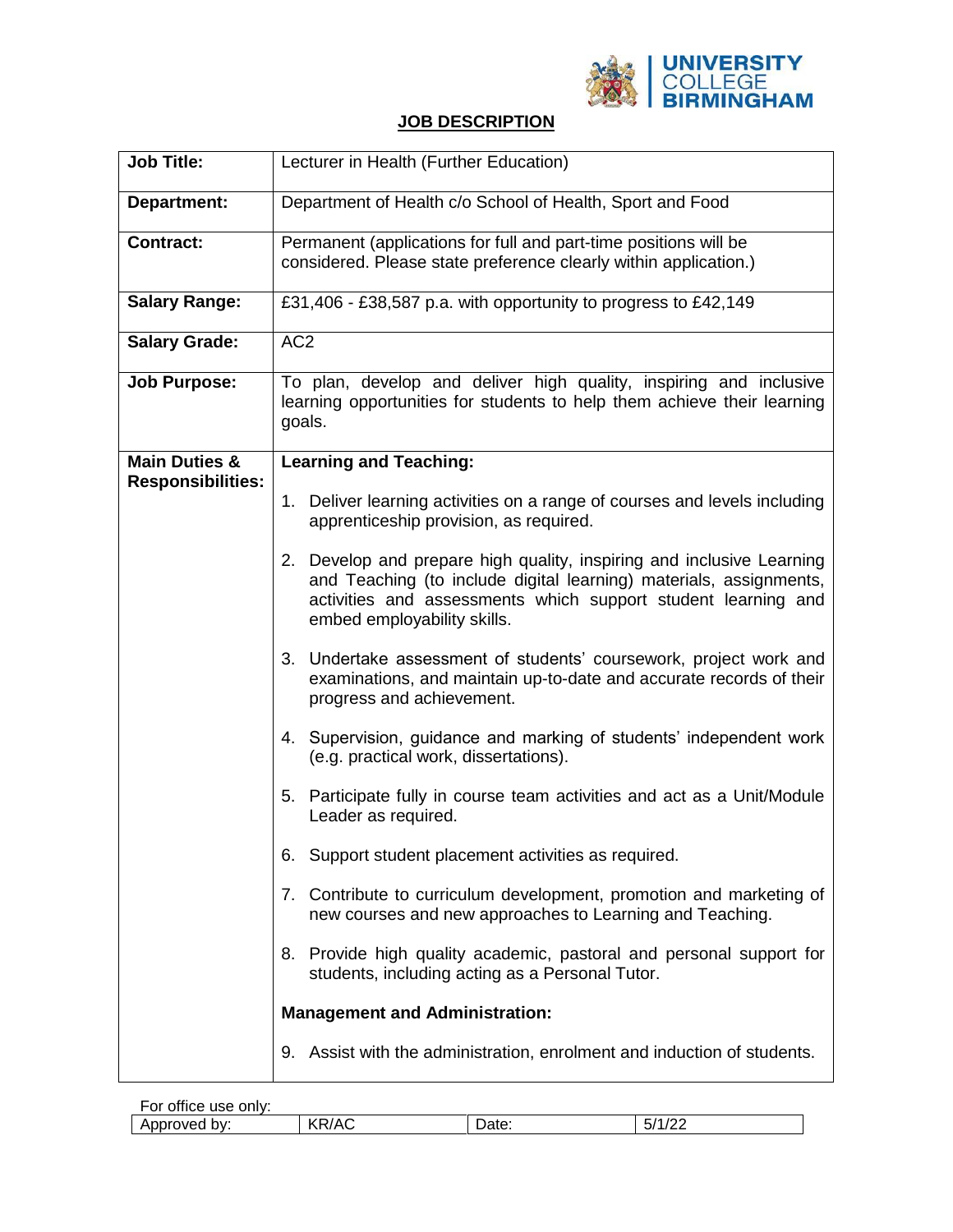UNIVERSITY COLLEGE BIRMINGHAM

# JOB DESCRIPTION

| | |
|---|---|
| **Job Title:** | Lecturer in Health (Further Education) |
| **Department:** | Department of Health c/o School of Health, Sport and Food |
| **Contract:** | Permanent (applications for full and part-time positions will be considered. Please state preference clearly within application.) |
| **Salary Range:** | £31,406 - £38,587 p.a. with opportunity to progress to £42,149 |
| **Salary Grade:** | AC2 |
| **Job Purpose:** | To plan, develop and deliver high quality, inspiring and inclusive learning opportunities for students to help them achieve their learning goals. |
| **Main Duties & Responsibilities:** | **Learning and Teaching:**<br><br>1. Deliver learning activities on a range of courses and levels including apprenticeship provision, as required.<br><br>2. Develop and prepare high quality, inspiring and inclusive Learning and Teaching (to include digital learning) materials, assignments, activities and assessments which support student learning and embed employability skills.<br><br>3. Undertake assessment of students' coursework, project work and examinations, and maintain up-to-date and accurate records of their progress and achievement.<br><br>4. Supervision, guidance and marking of students' independent work (e.g. practical work, dissertations).<br><br>5. Participate fully in course team activities and act as a Unit/Module Leader as required.<br><br>6. Support student placement activities as required.<br><br>7. Contribute to curriculum development, promotion and marketing of new courses and new approaches to Learning and Teaching.<br><br>8. Provide high quality academic, pastoral and personal support for students, including acting as a Personal Tutor.<br><br>**Management and Administration:**<br><br>9. Assist with the administration, enrolment and induction of students. |

For office use only:

| Approved by: | KR/AC | Date: | 5/1/22 |
|---|---|---|---|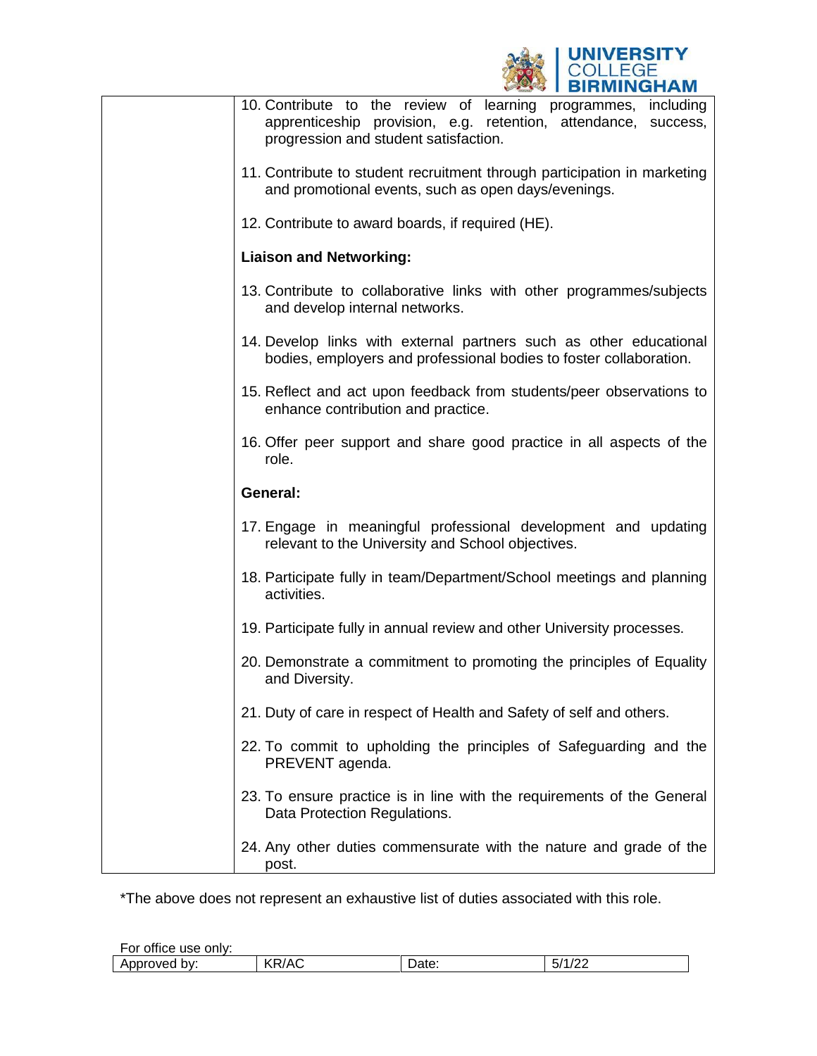10. Contribute to the review of learning programmes, including apprenticeship provision, e.g. retention, attendance, success, progression and student satisfaction.

11. Contribute to student recruitment through participation in marketing and promotional events, such as open days/evenings.

12. Contribute to award boards, if required (HE).

**Liaison and Networking:**

13. Contribute to collaborative links with other programmes/subjects and develop internal networks.

14. Develop links with external partners such as other educational bodies, employers and professional bodies to foster collaboration.

15. Reflect and act upon feedback from students/peer observations to enhance contribution and practice.

16. Offer peer support and share good practice in all aspects of the role.

**General:**

17. Engage in meaningful professional development and updating relevant to the University and School objectives.

18. Participate fully in team/Department/School meetings and planning activities.

19. Participate fully in annual review and other University processes.

20. Demonstrate a commitment to promoting the principles of Equality and Diversity.

21. Duty of care in respect of Health and Safety of self and others.

22. To commit to upholding the principles of Safeguarding and the PREVENT agenda.

23. To ensure practice is in line with the requirements of the General Data Protection Regulations.

24. Any other duties commensurate with the nature and grade of the post.

*The above does not represent an exhaustive list of duties associated with this role.

For office use only:

| Approved by: | KR/AC | Date: | 5/1/22 |
|---|---|---|---|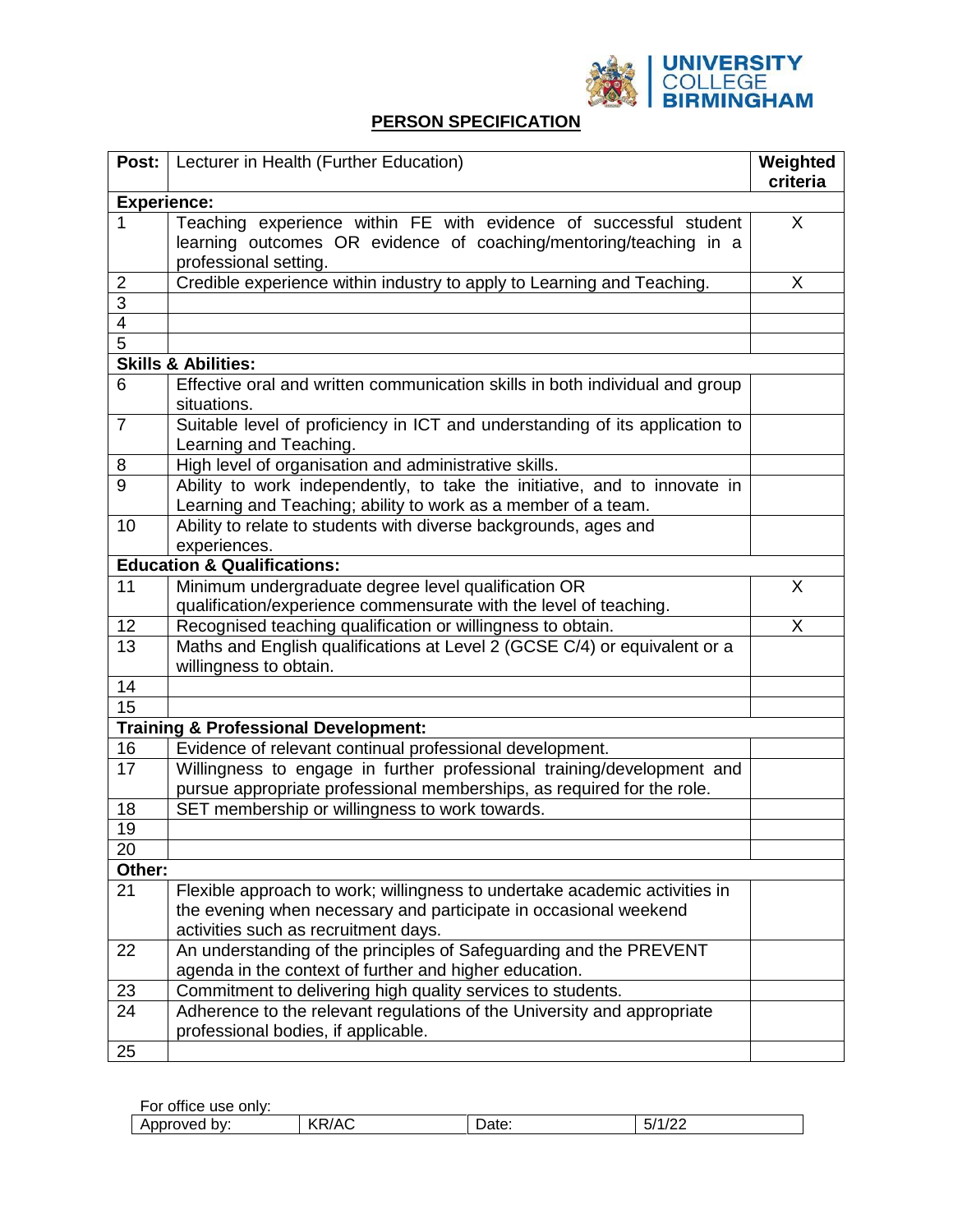## PERSON SPECIFICATION

| Post: | Lecturer in Health (Further Education) | Weighted criteria |
|---|---|---|
| **Experience:** | | |
| 1 | Teaching experience within FE with evidence of successful student learning outcomes OR evidence of coaching/mentoring/teaching in a professional setting. | X |
| 2 | Credible experience within industry to apply to Learning and Teaching. | X |
| 3 | | |
| 4 | | |
| 5 | | |
| **Skills & Abilities:** | | |
| 6 | Effective oral and written communication skills in both individual and group situations. | |
| 7 | Suitable level of proficiency in ICT and understanding of its application to Learning and Teaching. | |
| 8 | High level of organisation and administrative skills. | |
| 9 | Ability to work independently, to take the initiative, and to innovate in Learning and Teaching; ability to work as a member of a team. | |
| 10 | Ability to relate to students with diverse backgrounds, ages and experiences. | |
| **Education & Qualifications:** | | |
| 11 | Minimum undergraduate degree level qualification OR qualification/experience commensurate with the level of teaching. | X |
| 12 | Recognised teaching qualification or willingness to obtain. | X |
| 13 | Maths and English qualifications at Level 2 (GCSE C/4) or equivalent or a willingness to obtain. | |
| 14 | | |
| 15 | | |
| **Training & Professional Development:** | | |
| 16 | Evidence of relevant continual professional development. | |
| 17 | Willingness to engage in further professional training/development and pursue appropriate professional memberships, as required for the role. | |
| 18 | SET membership or willingness to work towards. | |
| 19 | | |
| 20 | | |
| **Other:** | | |
| 21 | Flexible approach to work; willingness to undertake academic activities in the evening when necessary and participate in occasional weekend activities such as recruitment days. | |
| 22 | An understanding of the principles of Safeguarding and the PREVENT agenda in the context of further and higher education. | |
| 23 | Commitment to delivering high quality services to students. | |
| 24 | Adherence to the relevant regulations of the University and appropriate professional bodies, if applicable. | |
| 25 | | |

For office use only:

| Approved by: | KR/AC | Date: | 5/1/22 |
|---|---|---|---|